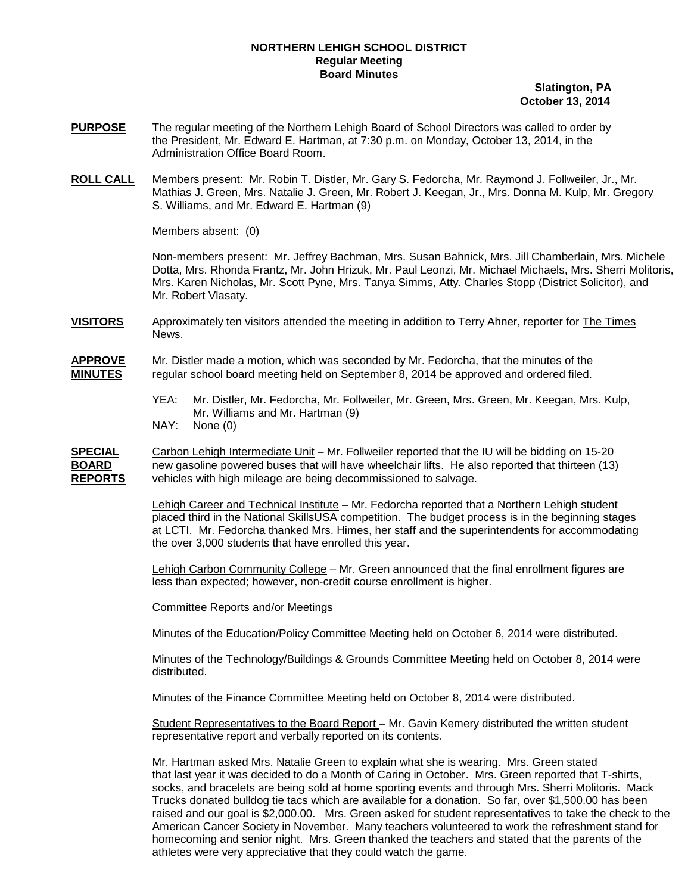**NORTHERN LEHIGH SCHOOL DISTRICT**
**Regular Meeting**
**Board Minutes**

**Slatington, PA**
**October 13, 2014**

**PURPOSE** The regular meeting of the Northern Lehigh Board of School Directors was called to order by the President, Mr. Edward E. Hartman, at 7:30 p.m. on Monday, October 13, 2014, in the Administration Office Board Room.

**ROLL CALL** Members present: Mr. Robin T. Distler, Mr. Gary S. Fedorcha, Mr. Raymond J. Follweiler, Jr., Mr. Mathias J. Green, Mrs. Natalie J. Green, Mr. Robert J. Keegan, Jr., Mrs. Donna M. Kulp, Mr. Gregory S. Williams, and Mr. Edward E. Hartman (9)

Members absent: (0)

Non-members present: Mr. Jeffrey Bachman, Mrs. Susan Bahnick, Mrs. Jill Chamberlain, Mrs. Michele Dotta, Mrs. Rhonda Frantz, Mr. John Hrizuk, Mr. Paul Leonzi, Mr. Michael Michaels, Mrs. Sherri Molitoris, Mrs. Karen Nicholas, Mr. Scott Pyne, Mrs. Tanya Simms, Atty. Charles Stopp (District Solicitor), and Mr. Robert Vlasaty.

**VISITORS** Approximately ten visitors attended the meeting in addition to Terry Ahner, reporter for The Times News.

**APPROVE MINUTES** Mr. Distler made a motion, which was seconded by Mr. Fedorcha, that the minutes of the regular school board meeting held on September 8, 2014 be approved and ordered filed.

YEA: Mr. Distler, Mr. Fedorcha, Mr. Follweiler, Mr. Green, Mrs. Green, Mr. Keegan, Mrs. Kulp, Mr. Williams and Mr. Hartman (9)
NAY: None (0)

**SPECIAL BOARD REPORTS** Carbon Lehigh Intermediate Unit – Mr. Follweiler reported that the IU will be bidding on 15-20 new gasoline powered buses that will have wheelchair lifts. He also reported that thirteen (13) vehicles with high mileage are being decommissioned to salvage.

Lehigh Career and Technical Institute – Mr. Fedorcha reported that a Northern Lehigh student placed third in the National SkillsUSA competition. The budget process is in the beginning stages at LCTI. Mr. Fedorcha thanked Mrs. Himes, her staff and the superintendents for accommodating the over 3,000 students that have enrolled this year.

Lehigh Carbon Community College – Mr. Green announced that the final enrollment figures are less than expected; however, non-credit course enrollment is higher.

Committee Reports and/or Meetings

Minutes of the Education/Policy Committee Meeting held on October 6, 2014 were distributed.

Minutes of the Technology/Buildings & Grounds Committee Meeting held on October 8, 2014 were distributed.

Minutes of the Finance Committee Meeting held on October 8, 2014 were distributed.

Student Representatives to the Board Report – Mr. Gavin Kemery distributed the written student representative report and verbally reported on its contents.

Mr. Hartman asked Mrs. Natalie Green to explain what she is wearing. Mrs. Green stated that last year it was decided to do a Month of Caring in October. Mrs. Green reported that T-shirts, socks, and bracelets are being sold at home sporting events and through Mrs. Sherri Molitoris. Mack Trucks donated bulldog tie tacs which are available for a donation. So far, over $1,500.00 has been raised and our goal is $2,000.00. Mrs. Green asked for student representatives to take the check to the American Cancer Society in November. Many teachers volunteered to work the refreshment stand for homecoming and senior night. Mrs. Green thanked the teachers and stated that the parents of the athletes were very appreciative that they could watch the game.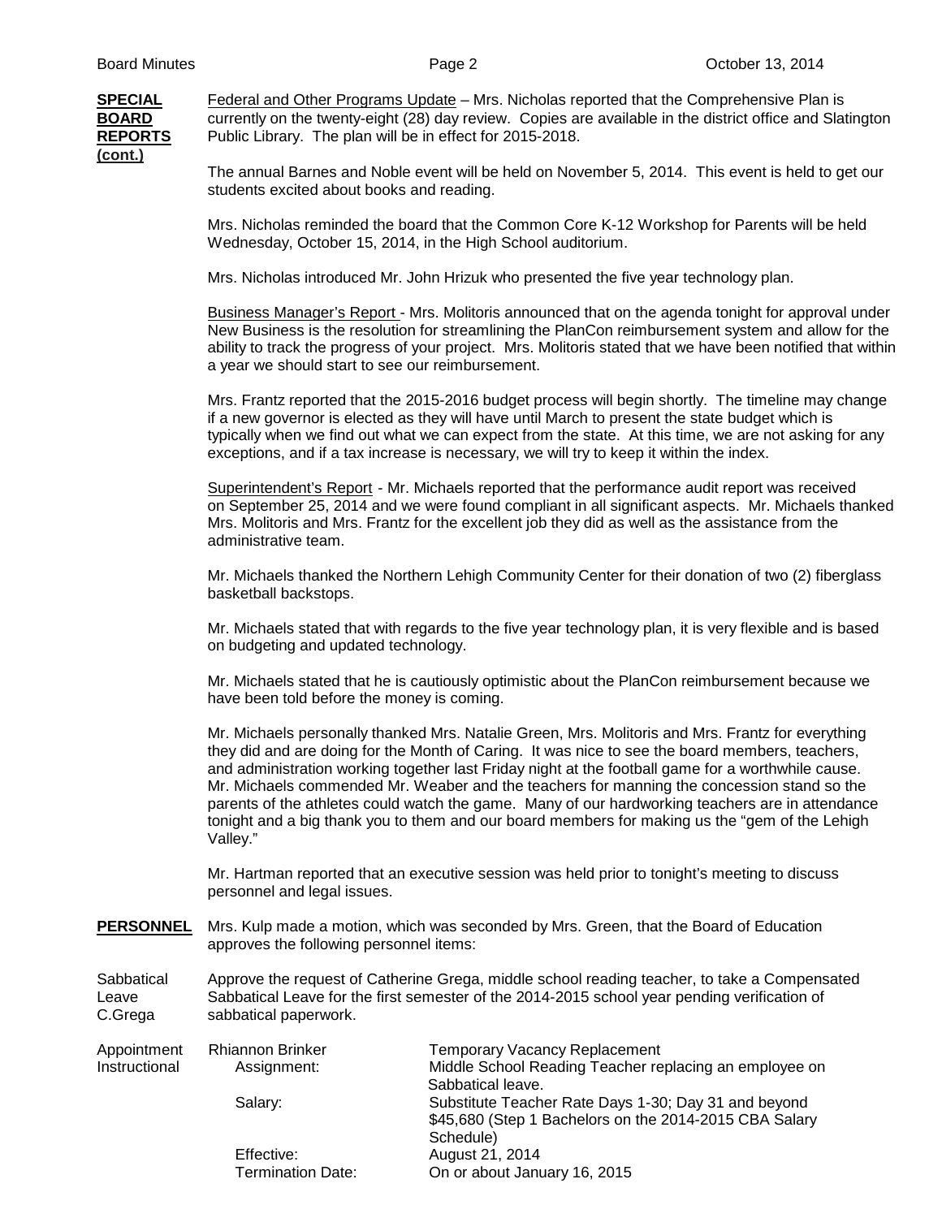**SPECIAL BOARD REPORTS (cont.)**

Federal and Other Programs Update – Mrs. Nicholas reported that the Comprehensive Plan is currently on the twenty-eight (28) day review. Copies are available in the district office and Slatington Public Library. The plan will be in effect for 2015-2018.

The annual Barnes and Noble event will be held on November 5, 2014. This event is held to get our students excited about books and reading.

Mrs. Nicholas reminded the board that the Common Core K-12 Workshop for Parents will be held Wednesday, October 15, 2014, in the High School auditorium.

Mrs. Nicholas introduced Mr. John Hrizuk who presented the five year technology plan.

Business Manager's Report - Mrs. Molitoris announced that on the agenda tonight for approval under New Business is the resolution for streamlining the PlanCon reimbursement system and allow for the ability to track the progress of your project. Mrs. Molitoris stated that we have been notified that within a year we should start to see our reimbursement.

Mrs. Frantz reported that the 2015-2016 budget process will begin shortly. The timeline may change if a new governor is elected as they will have until March to present the state budget which is typically when we find out what we can expect from the state. At this time, we are not asking for any exceptions, and if a tax increase is necessary, we will try to keep it within the index.

Superintendent's Report - Mr. Michaels reported that the performance audit report was received on September 25, 2014 and we were found compliant in all significant aspects. Mr. Michaels thanked Mrs. Molitoris and Mrs. Frantz for the excellent job they did as well as the assistance from the administrative team.

Mr. Michaels thanked the Northern Lehigh Community Center for their donation of two (2) fiberglass basketball backstops.

Mr. Michaels stated that with regards to the five year technology plan, it is very flexible and is based on budgeting and updated technology.

Mr. Michaels stated that he is cautiously optimistic about the PlanCon reimbursement because we have been told before the money is coming.

Mr. Michaels personally thanked Mrs. Natalie Green, Mrs. Molitoris and Mrs. Frantz for everything they did and are doing for the Month of Caring. It was nice to see the board members, teachers, and administration working together last Friday night at the football game for a worthwhile cause. Mr. Michaels commended Mr. Weaber and the teachers for manning the concession stand so the parents of the athletes could watch the game. Many of our hardworking teachers are in attendance tonight and a big thank you to them and our board members for making us the "gem of the Lehigh Valley."

Mr. Hartman reported that an executive session was held prior to tonight's meeting to discuss personnel and legal issues.

**PERSONNEL**

Mrs. Kulp made a motion, which was seconded by Mrs. Green, that the Board of Education approves the following personnel items:

Sabbatical Leave C.Grega

Approve the request of Catherine Grega, middle school reading teacher, to take a Compensated Sabbatical Leave for the first semester of the 2014-2015 school year pending verification of sabbatical paperwork.

Appointment Instructional

| | | |
|---|---|---|
| Rhiannon Brinker | | Temporary Vacancy Replacement |
| | Assignment: | Middle School Reading Teacher replacing an employee on Sabbatical leave. |
| | Salary: | Substitute Teacher Rate Days 1-30; Day 31 and beyond $45,680 (Step 1 Bachelors on the 2014-2015 CBA Salary Schedule) |
| | Effective: | August 21, 2014 |
| | Termination Date: | On or about January 16, 2015 |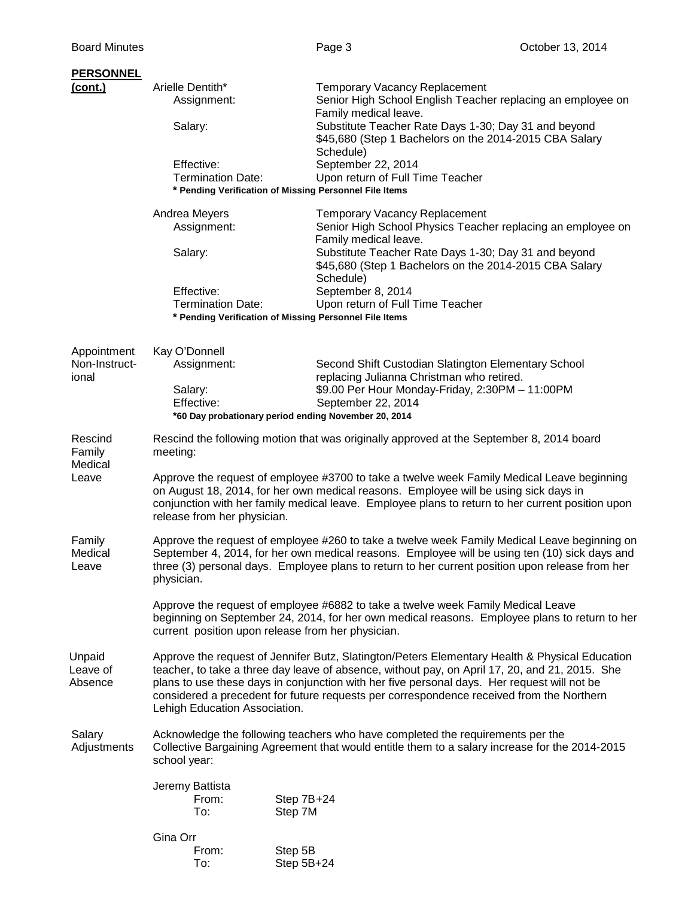**PERSONNEL (cont.)**

Arielle Dentith*
Temporary Vacancy Replacement

- Assignment: Senior High School English Teacher replacing an employee on Family medical leave.
- Salary: Substitute Teacher Rate Days 1-30; Day 31 and beyond $45,680 (Step 1 Bachelors on the 2014-2015 CBA Salary Schedule)
- Effective: September 22, 2014
- Termination Date: Upon return of Full Time Teacher

**\* Pending Verification of Missing Personnel File Items**

Andrea Meyers
Temporary Vacancy Replacement

- Assignment: Senior High School Physics Teacher replacing an employee on Family medical leave.
- Salary: Substitute Teacher Rate Days 1-30; Day 31 and beyond $45,680 (Step 1 Bachelors on the 2014-2015 CBA Salary Schedule)
- Effective: September 8, 2014
- Termination Date: Upon return of Full Time Teacher

**\* Pending Verification of Missing Personnel File Items**

**Appointment Non-Instructional**

Kay O'Donnell

- Assignment: Second Shift Custodian Slatington Elementary School replacing Julianna Christman who retired.
- Salary: $9.00 Per Hour Monday-Friday, 2:30PM – 11:00PM
- Effective: September 22, 2014

**\*60 Day probationary period ending November 20, 2014**

**Rescind Family Medical Leave**

Rescind the following motion that was originally approved at the September 8, 2014 board meeting:

Approve the request of employee #3700 to take a twelve week Family Medical Leave beginning on August 18, 2014, for her own medical reasons. Employee will be using sick days in conjunction with her family medical leave. Employee plans to return to her current position upon release from her physician.

**Family Medical Leave**

Approve the request of employee #260 to take a twelve week Family Medical Leave beginning on September 4, 2014, for her own medical reasons. Employee will be using ten (10) sick days and three (3) personal days. Employee plans to return to her current position upon release from her physician.

Approve the request of employee #6882 to take a twelve week Family Medical Leave beginning on September 24, 2014, for her own medical reasons. Employee plans to return to her current position upon release from her physician.

**Unpaid Leave of Absence**

Approve the request of Jennifer Butz, Slatington/Peters Elementary Health & Physical Education teacher, to take a three day leave of absence, without pay, on April 17, 20, and 21, 2015. She plans to use these days in conjunction with her five personal days. Her request will not be considered a precedent for future requests per correspondence received from the Northern Lehigh Education Association.

**Salary Adjustments**

Acknowledge the following teachers who have completed the requirements per the Collective Bargaining Agreement that would entitle them to a salary increase for the 2014-2015 school year:

Jeremy Battista

- From: Step 7B+24
- To: Step 7M

Gina Orr

- From: Step 5B
- To: Step 5B+24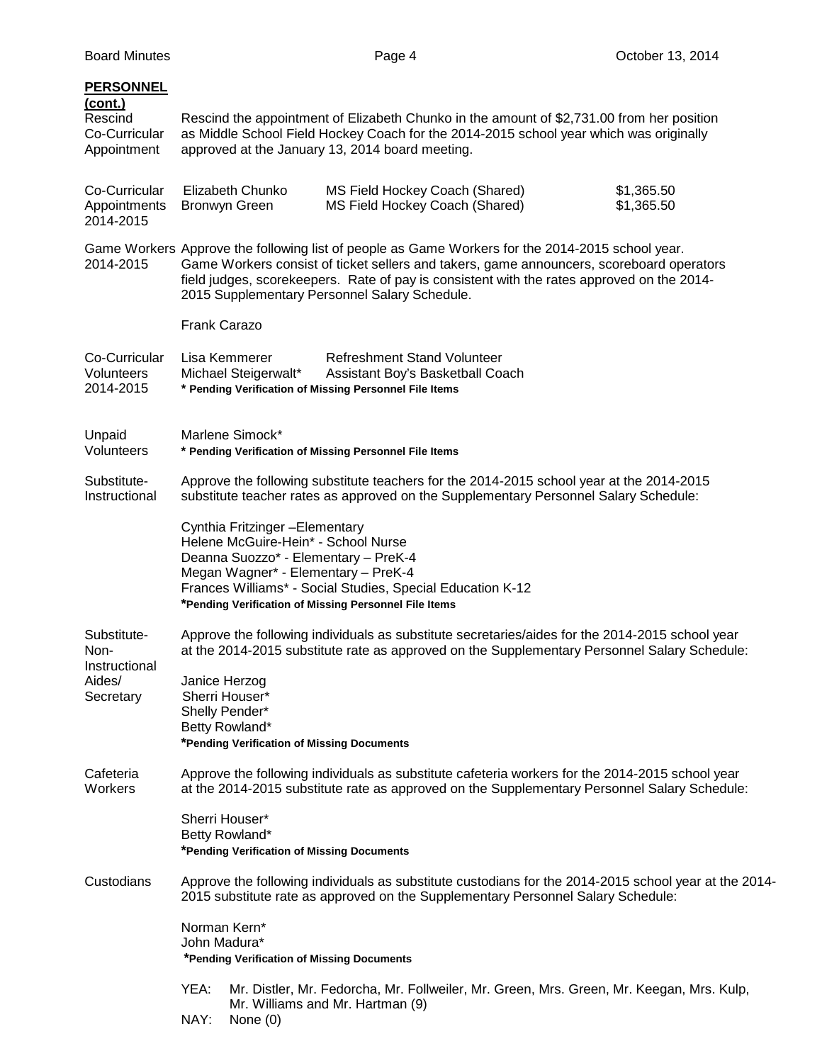**PERSONNEL (cont.)**

**Rescind Co-Curricular Appointment**

Rescind the appointment of Elizabeth Chunko in the amount of $2,731.00 from her position as Middle School Field Hockey Coach for the 2014-2015 school year which was originally approved at the January 13, 2014 board meeting.

**Co-Curricular Appointments 2014-2015**

| Name | Position | Amount |
|---|---|---|
| Elizabeth Chunko | MS Field Hockey Coach (Shared) | $1,365.50 |
| Bronwyn Green | MS Field Hockey Coach (Shared) | $1,365.50 |

**Game Workers 2014-2015**

Approve the following list of people as Game Workers for the 2014-2015 school year. Game Workers consist of ticket sellers and takers, game announcers, scoreboard operators field judges, scorekeepers. Rate of pay is consistent with the rates approved on the 2014-2015 Supplementary Personnel Salary Schedule.

Frank Carazo

**Co-Curricular Volunteers 2014-2015**

| Name | Position |
|---|---|
| Lisa Kemmerer | Refreshment Stand Volunteer |
| Michael Steigerwalt* | Assistant Boy's Basketball Coach |

**\* Pending Verification of Missing Personnel File Items**

**Unpaid Volunteers**

Marlene Simock*

**\* Pending Verification of Missing Personnel File Items**

**Substitute-Instructional**

Approve the following substitute teachers for the 2014-2015 school year at the 2014-2015 substitute teacher rates as approved on the Supplementary Personnel Salary Schedule:

Cynthia Fritzinger –Elementary
Helene McGuire-Hein* - School Nurse
Deanna Suozzo* - Elementary – PreK-4
Megan Wagner* - Elementary – PreK-4
Frances Williams* - Social Studies, Special Education K-12

**\*Pending Verification of Missing Personnel File Items**

**Substitute-Non-Instructional Aides/ Secretary**

Approve the following individuals as substitute secretaries/aides for the 2014-2015 school year at the 2014-2015 substitute rate as approved on the Supplementary Personnel Salary Schedule:

Janice Herzog
Sherri Houser*
Shelly Pender*
Betty Rowland*

**\*Pending Verification of Missing Documents**

**Cafeteria Workers**

Approve the following individuals as substitute cafeteria workers for the 2014-2015 school year at the 2014-2015 substitute rate as approved on the Supplementary Personnel Salary Schedule:

Sherri Houser*
Betty Rowland*

**\*Pending Verification of Missing Documents**

**Custodians**

Approve the following individuals as substitute custodians for the 2014-2015 school year at the 2014-2015 substitute rate as approved on the Supplementary Personnel Salary Schedule:

Norman Kern*
John Madura*

**\*Pending Verification of Missing Documents**

YEA: Mr. Distler, Mr. Fedorcha, Mr. Follweiler, Mr. Green, Mrs. Green, Mr. Keegan, Mrs. Kulp, Mr. Williams and Mr. Hartman (9)
NAY: None (0)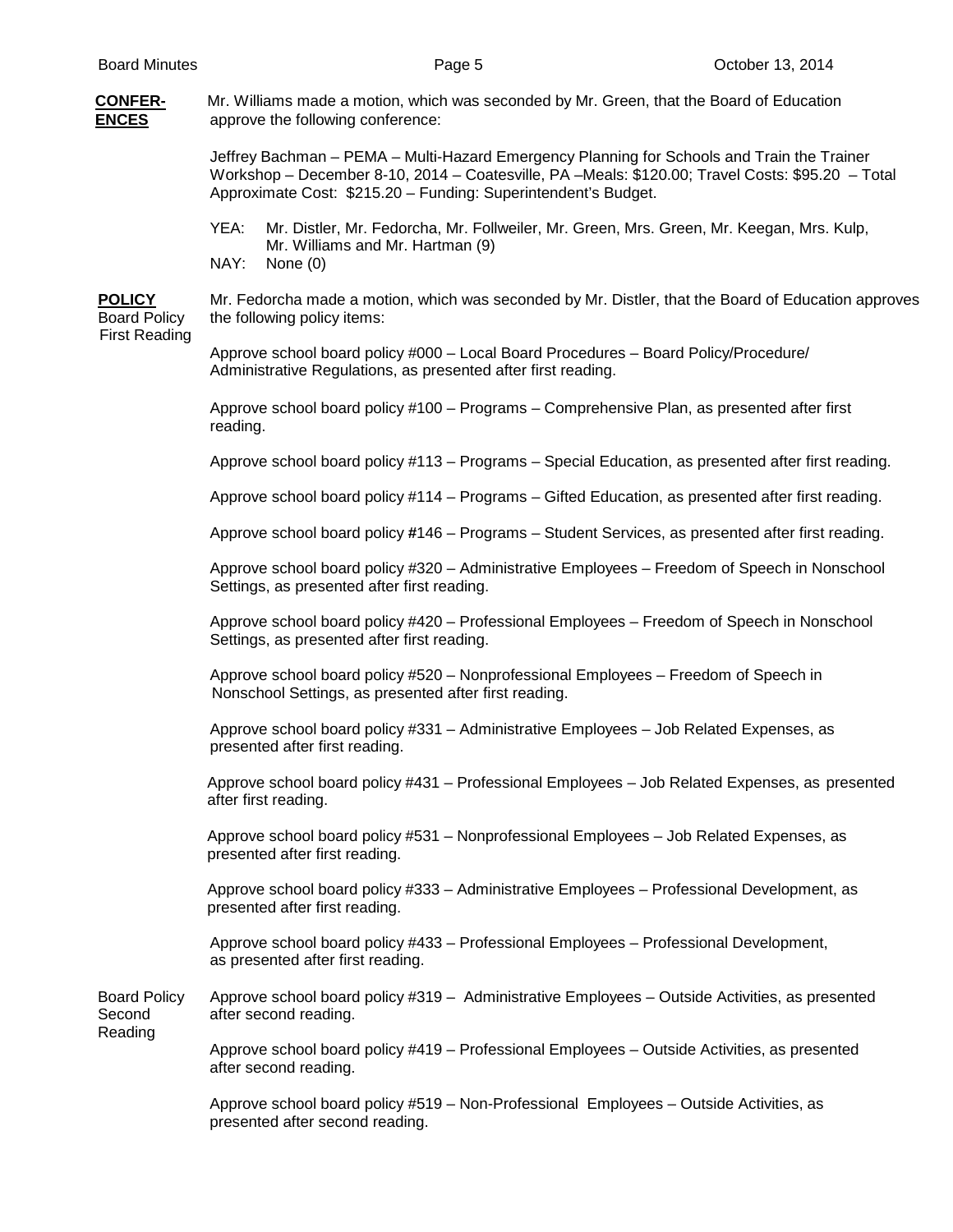**CONFERENCES**

Mr. Williams made a motion, which was seconded by Mr. Green, that the Board of Education approve the following conference:

Jeffrey Bachman – PEMA – Multi-Hazard Emergency Planning for Schools and Train the Trainer Workshop – December 8-10, 2014 – Coatesville, PA –Meals: $120.00; Travel Costs: $95.20 – Total Approximate Cost: $215.20 – Funding: Superintendent's Budget.

YEA: Mr. Distler, Mr. Fedorcha, Mr. Follweiler, Mr. Green, Mrs. Green, Mr. Keegan, Mrs. Kulp, Mr. Williams and Mr. Hartman (9)
NAY: None (0)

**POLICY**

Board Policy First Reading

Mr. Fedorcha made a motion, which was seconded by Mr. Distler, that the Board of Education approves the following policy items:

Approve school board policy #000 – Local Board Procedures – Board Policy/Procedure/ Administrative Regulations, as presented after first reading.

Approve school board policy #100 – Programs – Comprehensive Plan, as presented after first reading.

Approve school board policy #113 – Programs – Special Education, as presented after first reading.

Approve school board policy #114 – Programs – Gifted Education, as presented after first reading.

Approve school board policy #146 – Programs – Student Services, as presented after first reading.

Approve school board policy #320 – Administrative Employees – Freedom of Speech in Nonschool Settings, as presented after first reading.

Approve school board policy #420 – Professional Employees – Freedom of Speech in Nonschool Settings, as presented after first reading.

Approve school board policy #520 – Nonprofessional Employees – Freedom of Speech in Nonschool Settings, as presented after first reading.

Approve school board policy #331 – Administrative Employees – Job Related Expenses, as presented after first reading.

Approve school board policy #431 – Professional Employees – Job Related Expenses, as presented after first reading.

Approve school board policy #531 – Nonprofessional Employees – Job Related Expenses, as presented after first reading.

Approve school board policy #333 – Administrative Employees – Professional Development, as presented after first reading.

Approve school board policy #433 – Professional Employees – Professional Development, as presented after first reading.

Board Policy Second Reading

Approve school board policy #319 – Administrative Employees – Outside Activities, as presented after second reading.

Approve school board policy #419 – Professional Employees – Outside Activities, as presented after second reading.

Approve school board policy #519 – Non-Professional Employees – Outside Activities, as presented after second reading.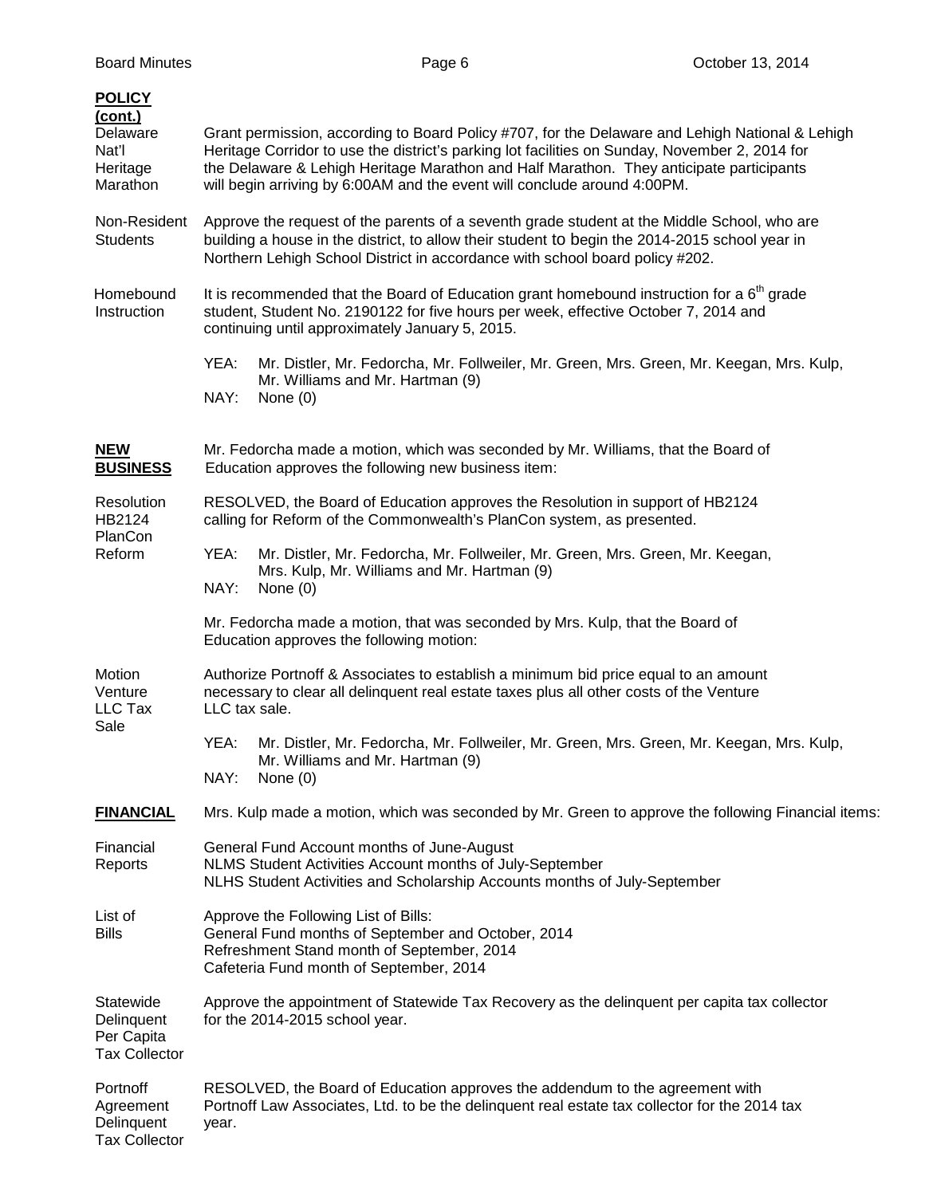**POLICY (cont.)**

Delaware Nat'l Heritage Marathon — Grant permission, according to Board Policy #707, for the Delaware and Lehigh National & Lehigh Heritage Corridor to use the district's parking lot facilities on Sunday, November 2, 2014 for the Delaware & Lehigh Heritage Marathon and Half Marathon. They anticipate participants will begin arriving by 6:00AM and the event will conclude around 4:00PM.

Non-Resident Students — Approve the request of the parents of a seventh grade student at the Middle School, who are building a house in the district, to allow their student to begin the 2014-2015 school year in Northern Lehigh School District in accordance with school board policy #202.

Homebound Instruction — It is recommended that the Board of Education grant homebound instruction for a 6th grade student, Student No. 2190122 for five hours per week, effective October 7, 2014 and continuing until approximately January 5, 2015.

YEA: Mr. Distler, Mr. Fedorcha, Mr. Follweiler, Mr. Green, Mrs. Green, Mr. Keegan, Mrs. Kulp, Mr. Williams and Mr. Hartman (9)
NAY: None (0)

**NEW BUSINESS**

Mr. Fedorcha made a motion, which was seconded by Mr. Williams, that the Board of Education approves the following new business item:

Resolution HB2124 PlanCon Reform — RESOLVED, the Board of Education approves the Resolution in support of HB2124 calling for Reform of the Commonwealth's PlanCon system, as presented.

YEA: Mr. Distler, Mr. Fedorcha, Mr. Follweiler, Mr. Green, Mrs. Green, Mr. Keegan, Mrs. Kulp, Mr. Williams and Mr. Hartman (9)
NAY: None (0)

Mr. Fedorcha made a motion, that was seconded by Mrs. Kulp, that the Board of Education approves the following motion:

Motion Venture LLC Tax Sale — Authorize Portnoff & Associates to establish a minimum bid price equal to an amount necessary to clear all delinquent real estate taxes plus all other costs of the Venture LLC tax sale.

YEA: Mr. Distler, Mr. Fedorcha, Mr. Follweiler, Mr. Green, Mrs. Green, Mr. Keegan, Mrs. Kulp, Mr. Williams and Mr. Hartman (9)
NAY: None (0)

**FINANCIAL**

Mrs. Kulp made a motion, which was seconded by Mr. Green to approve the following Financial items:

Financial Reports —
General Fund Account months of June-August
NLMS Student Activities Account months of July-September
NLHS Student Activities and Scholarship Accounts months of July-September

List of Bills —
Approve the Following List of Bills:
General Fund months of September and October, 2014
Refreshment Stand month of September, 2014
Cafeteria Fund month of September, 2014

Statewide Delinquent Per Capita Tax Collector — Approve the appointment of Statewide Tax Recovery as the delinquent per capita tax collector for the 2014-2015 school year.

Portnoff Agreement Delinquent Tax Collector — RESOLVED, the Board of Education approves the addendum to the agreement with Portnoff Law Associates, Ltd. to be the delinquent real estate tax collector for the 2014 tax year.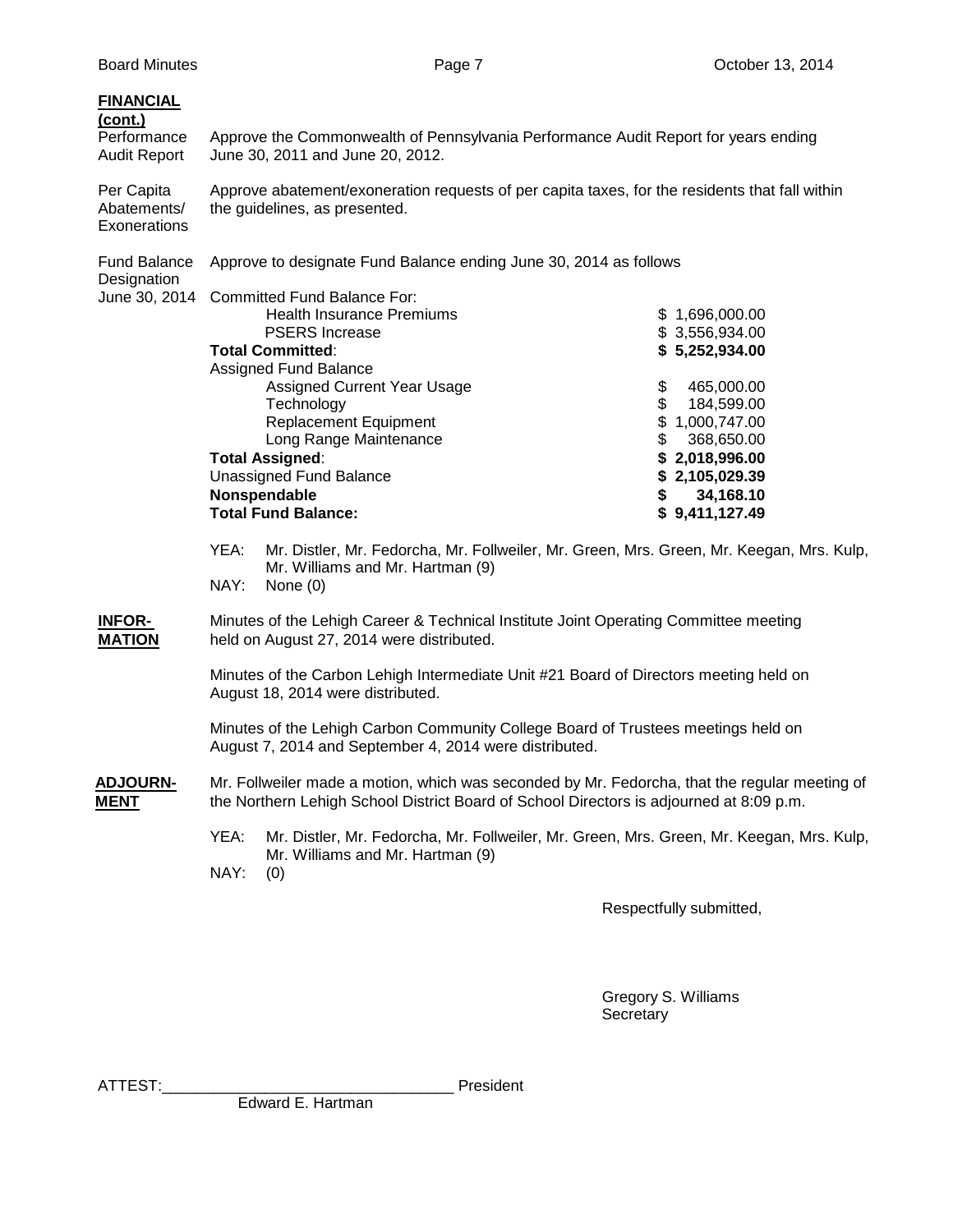**FINANCIAL (cont.)**

Performance Audit Report — Approve the Commonwealth of Pennsylvania Performance Audit Report for years ending June 30, 2011 and June 20, 2012.

Per Capita Abatements/ Exonerations — Approve abatement/exoneration requests of per capita taxes, for the residents that fall within the guidelines, as presented.

Fund Balance Designation June 30, 2014 — Approve to designate Fund Balance ending June 30, 2014 as follows

| | |
|---|---|
| Committed Fund Balance For: | |
| Health Insurance Premiums | $ 1,696,000.00 |
| PSERS Increase | $ 3,556,934.00 |
| **Total Committed**: | **$ 5,252,934.00** |
| Assigned Fund Balance | |
| Assigned Current Year Usage | $ 465,000.00 |
| Technology | $ 184,599.00 |
| Replacement Equipment | $ 1,000,747.00 |
| Long Range Maintenance | $ 368,650.00 |
| **Total Assigned**: | **$ 2,018,996.00** |
| Unassigned Fund Balance | $ 2,105,029.39 |
| **Nonspendable** | **$ 34,168.10** |
| **Total Fund Balance:** | **$ 9,411,127.49** |

YEA: Mr. Distler, Mr. Fedorcha, Mr. Follweiler, Mr. Green, Mrs. Green, Mr. Keegan, Mrs. Kulp, Mr. Williams and Mr. Hartman (9)
NAY: None (0)

**INFORMATION**

Minutes of the Lehigh Career & Technical Institute Joint Operating Committee meeting held on August 27, 2014 were distributed.

Minutes of the Carbon Lehigh Intermediate Unit #21 Board of Directors meeting held on August 18, 2014 were distributed.

Minutes of the Lehigh Carbon Community College Board of Trustees meetings held on August 7, 2014 and September 4, 2014 were distributed.

**ADJOURNMENT**

Mr. Follweiler made a motion, which was seconded by Mr. Fedorcha, that the regular meeting of the Northern Lehigh School District Board of School Directors is adjourned at 8:09 p.m.

YEA: Mr. Distler, Mr. Fedorcha, Mr. Follweiler, Mr. Green, Mrs. Green, Mr. Keegan, Mrs. Kulp, Mr. Williams and Mr. Hartman (9)
NAY: (0)

Respectfully submitted,

Gregory S. Williams
Secretary

ATTEST:_________________________________ President
Edward E. Hartman